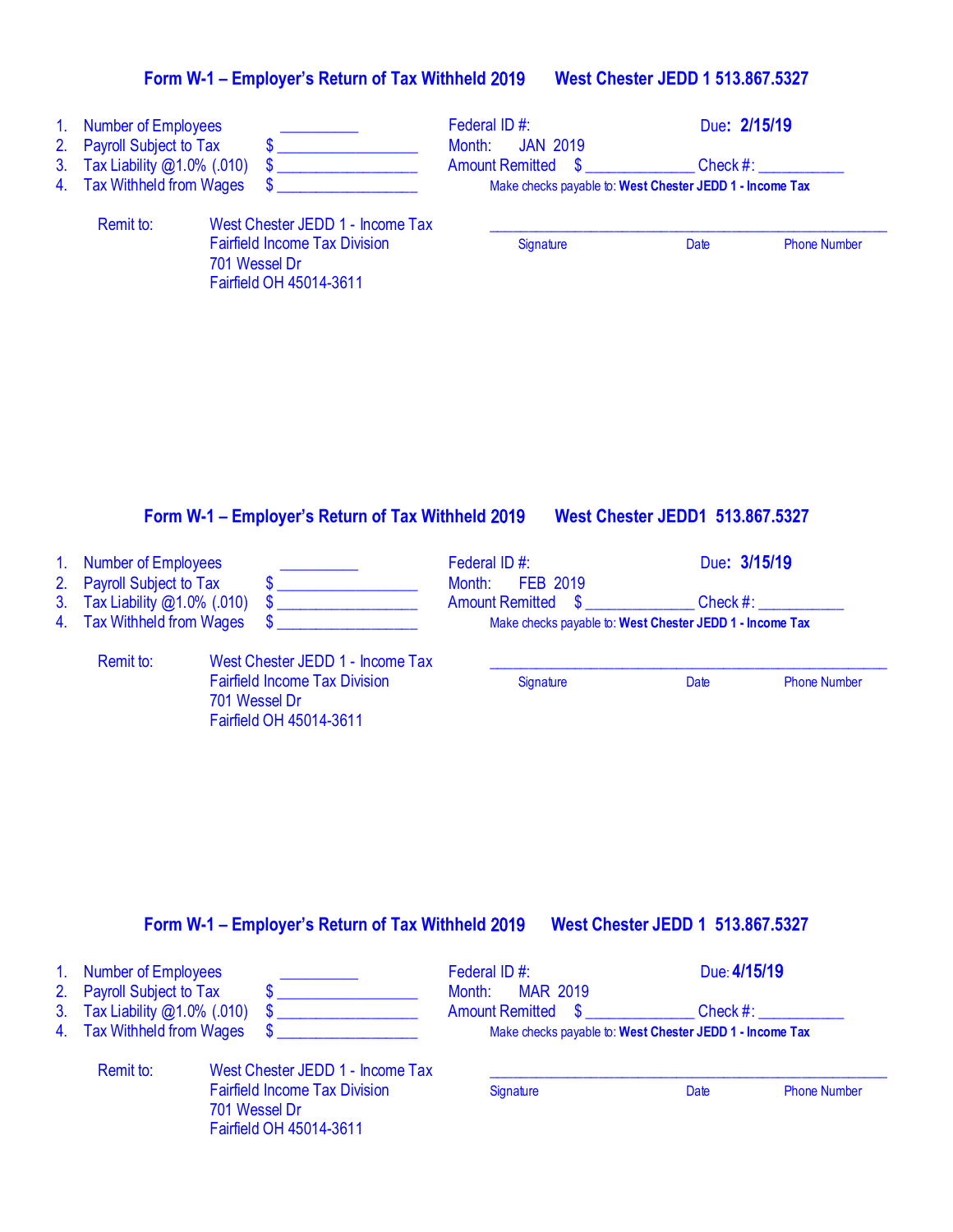## Form W-1 – Employer's Return of Tax Withheld 2019 West Chester JEDD 1 513.867.5327

1. Number of Employees __________
2. Payroll Subject to Tax $ __________________
3. Tax Liability @1.0% (.010) $ __________________
4. Tax Withheld from Wages $ __________________

Federal ID #: Due: **2/15/19**

Month: JAN 2019

Amount Remitted $ ______________ Check #: ___________

Make checks payable to: **West Chester JEDD 1 - Income Tax**

Remit to:
West Chester JEDD 1 - Income Tax
Fairfield Income Tax Division
701 Wessel Dr
Fairfield OH 45014-3611

_______________________________________________________

Signature Date Phone Number

## Form W-1 – Employer's Return of Tax Withheld 2019 West Chester JEDD1 513.867.5327

1. Number of Employees __________
2. Payroll Subject to Tax $ __________________
3. Tax Liability @1.0% (.010) $ __________________
4. Tax Withheld from Wages $ __________________

Federal ID #: Due: **3/15/19**

Month: FEB 2019

Amount Remitted $ ______________ Check #: ___________

Make checks payable to: **West Chester JEDD 1 - Income Tax**

Remit to:
West Chester JEDD 1 - Income Tax
Fairfield Income Tax Division
701 Wessel Dr
Fairfield OH 45014-3611

_______________________________________________________

Signature Date Phone Number

## Form W-1 – Employer's Return of Tax Withheld 2019 West Chester JEDD 1 513.867.5327

1. Number of Employees __________
2. Payroll Subject to Tax $ __________________
3. Tax Liability @1.0% (.010) $ __________________
4. Tax Withheld from Wages $ __________________

Federal ID #: Due: **4/15/19**

Month: MAR 2019

Amount Remitted $ ______________ Check #: ___________

Make checks payable to: **West Chester JEDD 1 - Income Tax**

Remit to:
West Chester JEDD 1 - Income Tax
Fairfield Income Tax Division
701 Wessel Dr
Fairfield OH 45014-3611

_______________________________________________________

Signature Date Phone Number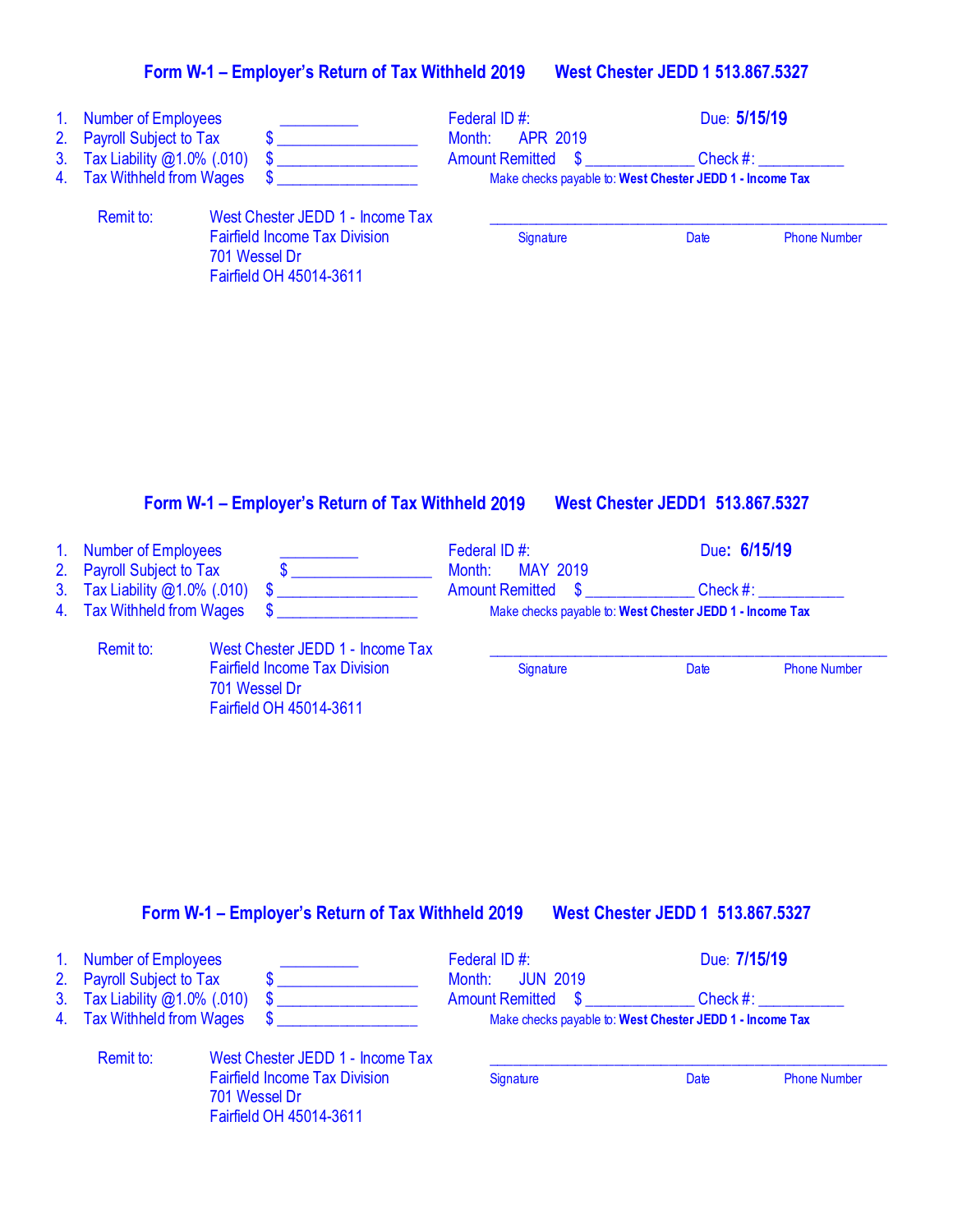## Form W-1 – Employer's Return of Tax Withheld 2019 West Chester JEDD 1 513.867.5327

1. Number of Employees __________
2. Payroll Subject to Tax $ _________________
3. Tax Liability @1.0% (.010) $ _________________
4. Tax Withheld from Wages $ _________________

Federal ID #:

Due: **5/15/19**

Month: APR 2019

Amount Remitted $ _____________ Check #: ___________

Make checks payable to: **West Chester JEDD 1 - Income Tax**

Remit to: West Chester JEDD 1 - Income Tax
Fairfield Income Tax Division
701 Wessel Dr
Fairfield OH 45014-3611

___________________________________________________

Signature Date Phone Number

## Form W-1 – Employer's Return of Tax Withheld 2019 West Chester JEDD1 513.867.5327

1. Number of Employees __________
2. Payroll Subject to Tax $ _________________
3. Tax Liability @1.0% (.010) $ _________________
4. Tax Withheld from Wages $ _________________

Federal ID #:

Due: **6/15/19**

Month: MAY 2019

Amount Remitted $ _____________ Check #: ___________

Make checks payable to: **West Chester JEDD 1 - Income Tax**

Remit to: West Chester JEDD 1 - Income Tax
Fairfield Income Tax Division
701 Wessel Dr
Fairfield OH 45014-3611

___________________________________________________

Signature Date Phone Number

## Form W-1 – Employer's Return of Tax Withheld 2019 West Chester JEDD 1 513.867.5327

1. Number of Employees __________
2. Payroll Subject to Tax $ _________________
3. Tax Liability @1.0% (.010) $ _________________
4. Tax Withheld from Wages $ _________________

Federal ID #:

Due: **7/15/19**

Month: JUN 2019

Amount Remitted $ _____________ Check #: ___________

Make checks payable to: **West Chester JEDD 1 - Income Tax**

Remit to: West Chester JEDD 1 - Income Tax
Fairfield Income Tax Division
701 Wessel Dr
Fairfield OH 45014-3611

___________________________________________________

Signature Date Phone Number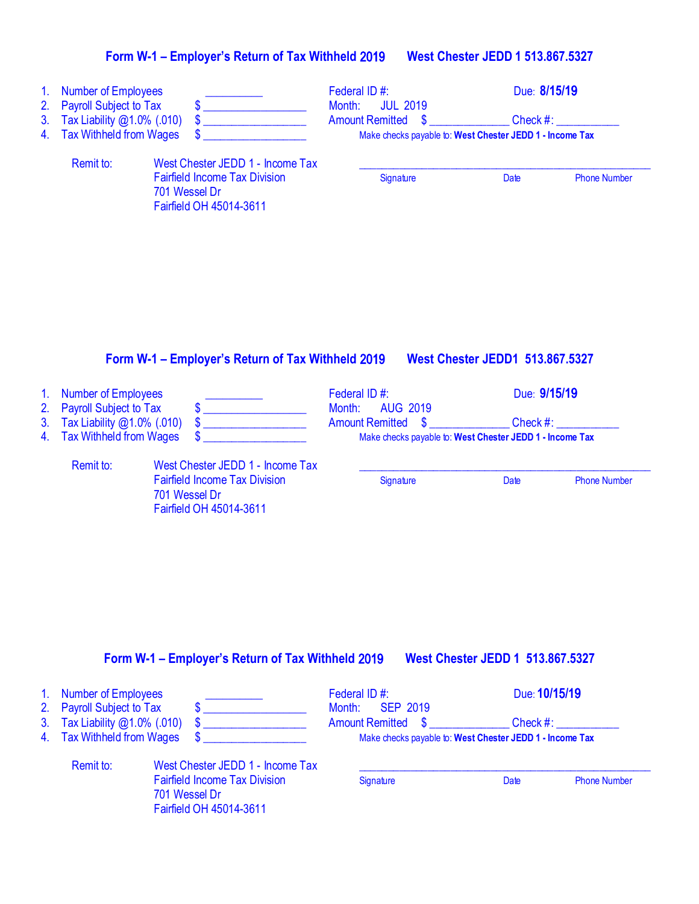## Form W-1 – Employer's Return of Tax Withheld 2019 West Chester JEDD 1 513.867.5327

1. Number of Employees __________
2. Payroll Subject to Tax $ _________________
3. Tax Liability @1.0% (.010) $ _________________
4. Tax Withheld from Wages $ _________________

Federal ID #: Due: **8/15/19**

Month: JUL 2019

Amount Remitted $ _____________ Check #: ___________

Make checks payable to: **West Chester JEDD 1 - Income Tax**

Remit to: West Chester JEDD 1 - Income Tax
Fairfield Income Tax Division
701 Wessel Dr
Fairfield OH 45014-3611

_______________________________________________

Signature Date Phone Number

## Form W-1 – Employer's Return of Tax Withheld 2019 West Chester JEDD1 513.867.5327

1. Number of Employees __________
2. Payroll Subject to Tax $ _________________
3. Tax Liability @1.0% (.010) $ _________________
4. Tax Withheld from Wages $ _________________

Federal ID #: Due: **9/15/19**

Month: AUG 2019

Amount Remitted $ _____________ Check #: ___________

Make checks payable to: **West Chester JEDD 1 - Income Tax**

Remit to: West Chester JEDD 1 - Income Tax
Fairfield Income Tax Division
701 Wessel Dr
Fairfield OH 45014-3611

_______________________________________________

Signature Date Phone Number

## Form W-1 – Employer's Return of Tax Withheld 2019 West Chester JEDD 1 513.867.5327

1. Number of Employees __________
2. Payroll Subject to Tax $ _________________
3. Tax Liability @1.0% (.010) $ _________________
4. Tax Withheld from Wages $ _________________

Federal ID #: Due: **10/15/19**

Month: SEP 2019

Amount Remitted $ _____________ Check #: ___________

Make checks payable to: **West Chester JEDD 1 - Income Tax**

Remit to: West Chester JEDD 1 - Income Tax
Fairfield Income Tax Division
701 Wessel Dr
Fairfield OH 45014-3611

_______________________________________________

Signature Date Phone Number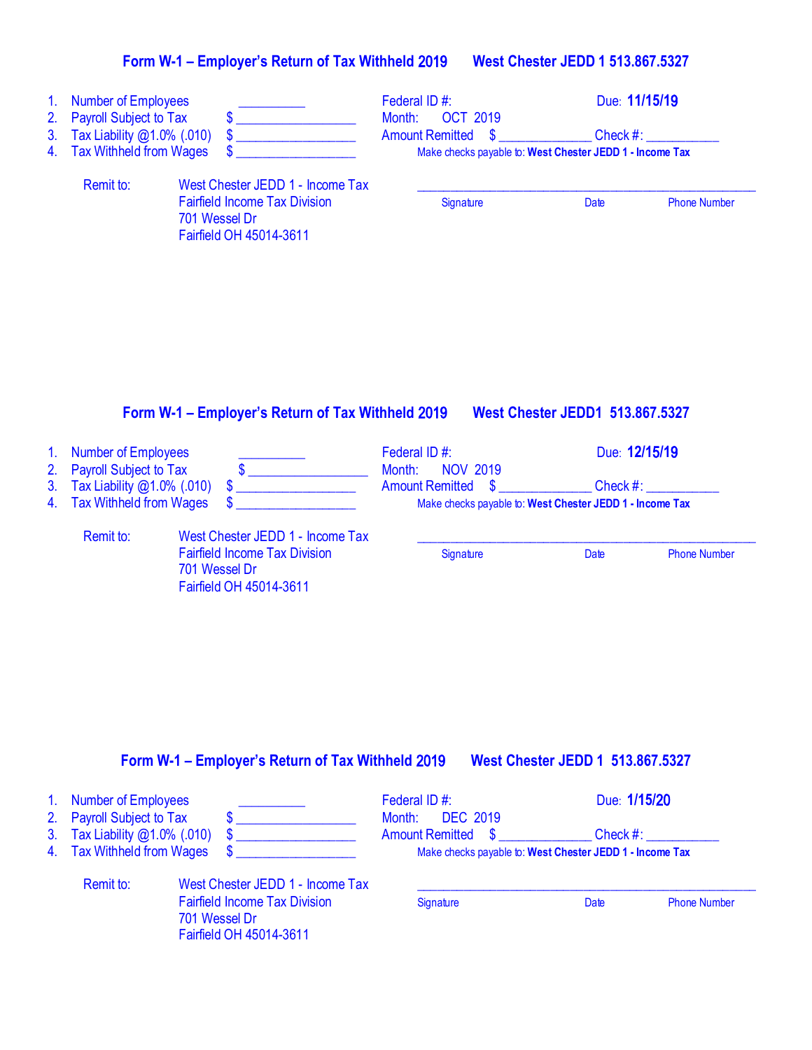## Form W-1 – Employer's Return of Tax Withheld 2019 West Chester JEDD 1 513.867.5327

1. Number of Employees __________
2. Payroll Subject to Tax $ _________________
3. Tax Liability @1.0% (.010) $ _________________
4. Tax Withheld from Wages $ _________________

Federal ID #:

Due: **11/15/19**

Month: OCT 2019

Amount Remitted $ _____________ Check #: ___________

Make checks payable to: **West Chester JEDD 1 - Income Tax**

Remit to: West Chester JEDD 1 - Income Tax
Fairfield Income Tax Division
701 Wessel Dr
Fairfield OH 45014-3611

_________________________________________________

Signature Date Phone Number

## Form W-1 – Employer's Return of Tax Withheld 2019 West Chester JEDD1 513.867.5327

1. Number of Employees __________
2. Payroll Subject to Tax $ _________________
3. Tax Liability @1.0% (.010) $ _________________
4. Tax Withheld from Wages $ _________________

Federal ID #:

Due: **12/15/19**

Month: NOV 2019

Amount Remitted $ _____________ Check #: ___________

Make checks payable to: **West Chester JEDD 1 - Income Tax**

Remit to: West Chester JEDD 1 - Income Tax
Fairfield Income Tax Division
701 Wessel Dr
Fairfield OH 45014-3611

_________________________________________________

Signature Date Phone Number

## Form W-1 – Employer's Return of Tax Withheld 2019 West Chester JEDD 1 513.867.5327

1. Number of Employees __________
2. Payroll Subject to Tax $ _________________
3. Tax Liability @1.0% (.010) $ _________________
4. Tax Withheld from Wages $ _________________

Federal ID #:

Due: **1/15/20**

Month: DEC 2019

Amount Remitted $ _____________ Check #: ___________

Make checks payable to: **West Chester JEDD 1 - Income Tax**

Remit to: West Chester JEDD 1 - Income Tax
Fairfield Income Tax Division
701 Wessel Dr
Fairfield OH 45014-3611

_________________________________________________

Signature Date Phone Number